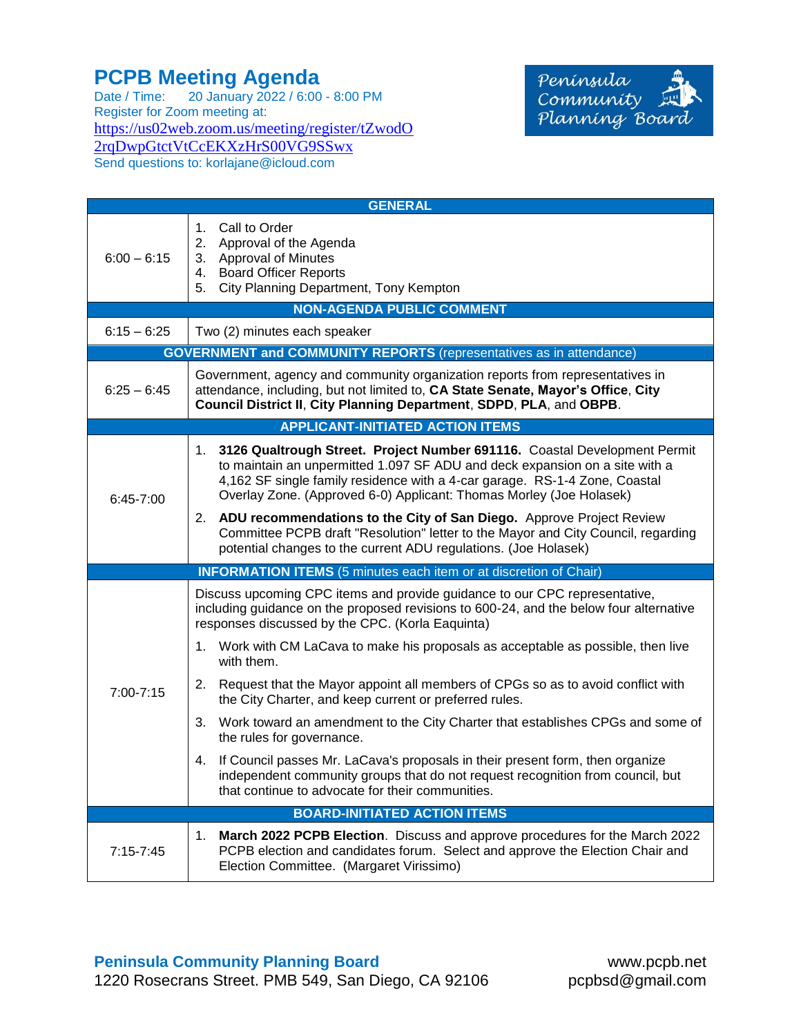# PCPB Meeting Agenda

Date / Time: 20 January 2022 / 6:00 - 8:00 PM
Register for Zoom meeting at:
https://us02web.zoom.us/meeting/register/tZwodO2rqDwpGtctVtCcEKXzHrS00VG9SSwx
Send questions to: korlajane@icloud.com

Peninsula Community Planning Board

| GENERAL | |
|---|---|
| 6:00 – 6:15 | 1. Call to Order<br>2. Approval of the Agenda<br>3. Approval of Minutes<br>4. Board Officer Reports<br>5. City Planning Department, Tony Kempton |
| **NON-AGENDA PUBLIC COMMENT** | |
| 6:15 – 6:25 | Two (2) minutes each speaker |
| **GOVERNMENT and COMMUNITY REPORTS** (representatives as in attendance) | |
| 6:25 – 6:45 | Government, agency and community organization reports from representatives in attendance, including, but not limited to, **CA State Senate, Mayor's Office**, **City Council District II**, **City Planning Department**, **SDPD**, **PLA**, and **OBPB**. |
| **APPLICANT-INITIATED ACTION ITEMS** | |
| 6:45-7:00 | 1. **3126 Qualtrough Street. Project Number 691116.** Coastal Development Permit to maintain an unpermitted 1.097 SF ADU and deck expansion on a site with a 4,162 SF single family residence with a 4-car garage. RS-1-4 Zone, Coastal Overlay Zone. (Approved 6-0) Applicant: Thomas Morley (Joe Holasek)<br>2. **ADU recommendations to the City of San Diego.** Approve Project Review Committee PCPB draft "Resolution" letter to the Mayor and City Council, regarding potential changes to the current ADU regulations. (Joe Holasek) |
| **INFORMATION ITEMS** (5 minutes each item or at discretion of Chair) | |
| 7:00-7:15 | Discuss upcoming CPC items and provide guidance to our CPC representative, including guidance on the proposed revisions to 600-24, and the below four alternative responses discussed by the CPC. (Korla Eaquinta)<br>1. Work with CM LaCava to make his proposals as acceptable as possible, then live with them.<br>2. Request that the Mayor appoint all members of CPGs so as to avoid conflict with the City Charter, and keep current or preferred rules.<br>3. Work toward an amendment to the City Charter that establishes CPGs and some of the rules for governance.<br>4. If Council passes Mr. LaCava's proposals in their present form, then organize independent community groups that do not request recognition from council, but that continue to advocate for their communities. |
| **BOARD-INITIATED ACTION ITEMS** | |
| 7:15-7:45 | 1. **March 2022 PCPB Election**. Discuss and approve procedures for the March 2022 PCPB election and candidates forum. Select and approve the Election Chair and Election Committee. (Margaret Virissimo) |

**Peninsula Community Planning Board**
1220 Rosecrans Street. PMB 549, San Diego, CA 92106

www.pcpb.net
pcpbsd@gmail.com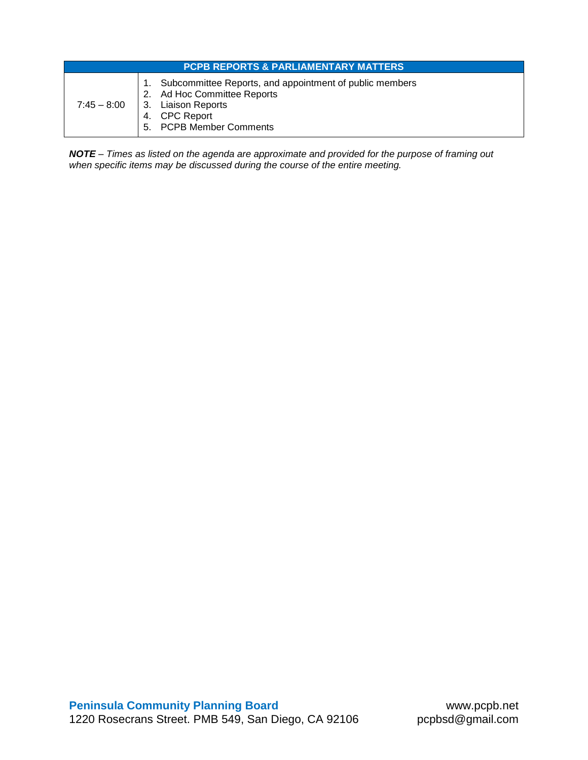| PCPB REPORTS & PARLIAMENTARY MATTERS | |
|---|---|
| 7:45 – 8:00 | 1. Subcommittee Reports, and appointment of public members<br>2. Ad Hoc Committee Reports<br>3. Liaison Reports<br>4. CPC Report<br>5. PCPB Member Comments |

***NOTE** – Times as listed on the agenda are approximate and provided for the purpose of framing out when specific items may be discussed during the course of the entire meeting.*

**Peninsula Community Planning Board**
1220 Rosecrans Street. PMB 549, San Diego, CA 92106

www.pcpb.net
pcpbsd@gmail.com